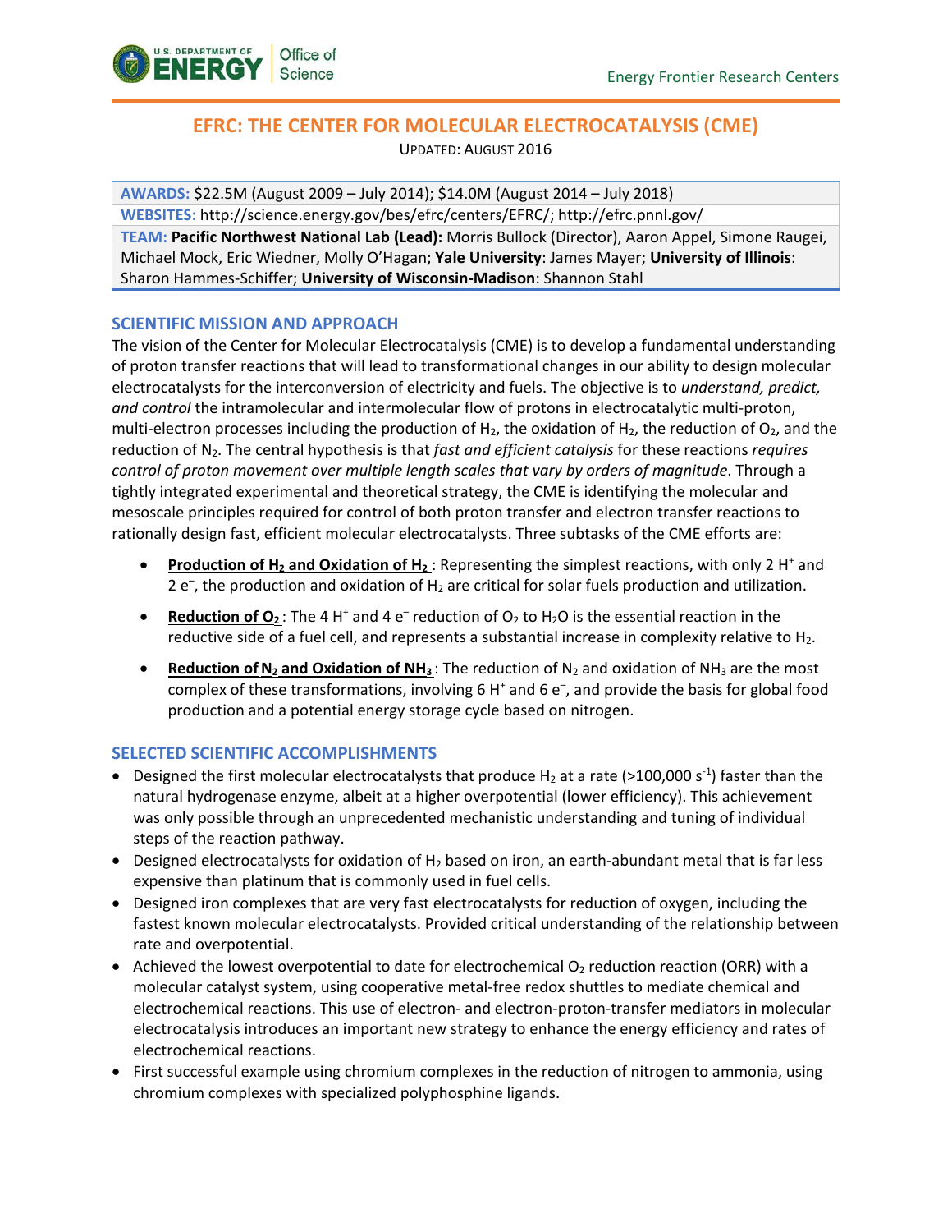# EFRC: THE CENTER FOR MOLECULAR ELECTROCATALYSIS (CME)

UPDATED: AUGUST 2016

**AWARDS:** $22.5M (August 2009 – July 2014); $14.0M (August 2014 – July 2018)
**WEBSITES:** http://science.energy.gov/bes/efrc/centers/EFRC/; http://efrc.pnnl.gov/
**TEAM:** **Pacific Northwest National Lab (Lead):** Morris Bullock (Director), Aaron Appel, Simone Raugei, Michael Mock, Eric Wiedner, Molly O'Hagan; **Yale University**: James Mayer; **University of Illinois**: Sharon Hammes-Schiffer; **University of Wisconsin-Madison**: Shannon Stahl

## SCIENTIFIC MISSION AND APPROACH

The vision of the Center for Molecular Electrocatalysis (CME) is to develop a fundamental understanding of proton transfer reactions that will lead to transformational changes in our ability to design molecular electrocatalysts for the interconversion of electricity and fuels. The objective is to *understand, predict, and control* the intramolecular and intermolecular flow of protons in electrocatalytic multi-proton, multi-electron processes including the production of $H_2$, the oxidation of $H_2$, the reduction of $O_2$, and the reduction of $N_2$. The central hypothesis is that *fast and efficient catalysis* for these reactions *requires control of proton movement over multiple length scales that vary by orders of magnitude*. Through a tightly integrated experimental and theoretical strategy, the CME is identifying the molecular and mesoscale principles required for control of both proton transfer and electron transfer reactions to rationally design fast, efficient molecular electrocatalysts. Three subtasks of the CME efforts are:

- **Production of $H_2$ and Oxidation of $H_2$**: Representing the simplest reactions, with only 2 $H^+$ and 2 $e^-$, the production and oxidation of $H_2$ are critical for solar fuels production and utilization.
- **Reduction of $O_2$**: The 4 $H^+$ and 4 $e^-$ reduction of $O_2$ to $H_2O$ is the essential reaction in the reductive side of a fuel cell, and represents a substantial increase in complexity relative to $H_2$.
- **Reduction of $N_2$ and Oxidation of $NH_3$**: The reduction of $N_2$ and oxidation of $NH_3$ are the most complex of these transformations, involving 6 $H^+$ and 6 $e^-$, and provide the basis for global food production and a potential energy storage cycle based on nitrogen.

## SELECTED SCIENTIFIC ACCOMPLISHMENTS

- Designed the first molecular electrocatalysts that produce $H_2$ at a rate (>100,000 $s^{-1}$) faster than the natural hydrogenase enzyme, albeit at a higher overpotential (lower efficiency). This achievement was only possible through an unprecedented mechanistic understanding and tuning of individual steps of the reaction pathway.
- Designed electrocatalysts for oxidation of $H_2$ based on iron, an earth-abundant metal that is far less expensive than platinum that is commonly used in fuel cells.
- Designed iron complexes that are very fast electrocatalysts for reduction of oxygen, including the fastest known molecular electrocatalysts. Provided critical understanding of the relationship between rate and overpotential.
- Achieved the lowest overpotential to date for electrochemical $O_2$ reduction reaction (ORR) with a molecular catalyst system, using cooperative metal-free redox shuttles to mediate chemical and electrochemical reactions. This use of electron- and electron-proton-transfer mediators in molecular electrocatalysis introduces an important new strategy to enhance the energy efficiency and rates of electrochemical reactions.
- First successful example using chromium complexes in the reduction of nitrogen to ammonia, using chromium complexes with specialized polyphosphine ligands.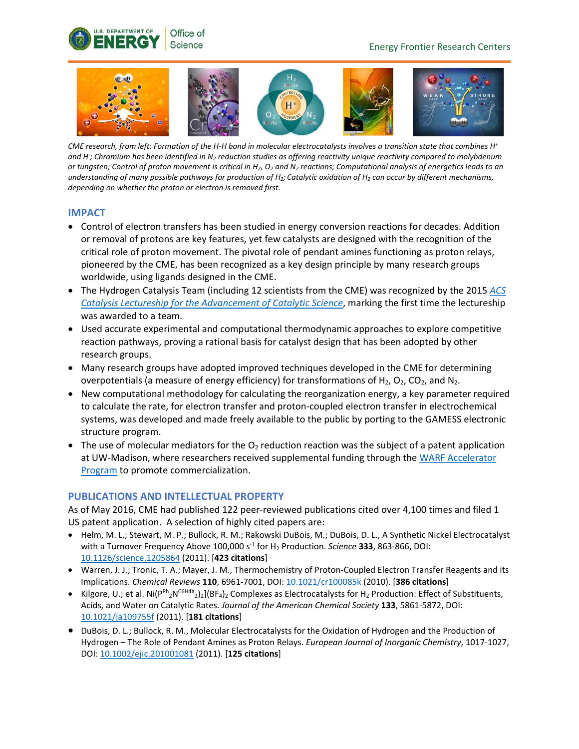*CME research, from left: Formation of the H-H bond in molecular electrocatalysts involves a transition state that combines $H^+$ and $H^-$; Chromium has been identified in $N_2$ reduction studies as offering reactivity unique reactivity compared to molybdenum or tungsten; Control of proton movement is critical in $H_2$, $O_2$ and $N_2$ reactions; Computational analysis of energetics leads to an understanding of many possible pathways for production of $H_2$; Catalytic oxidation of $H_2$ can occur by different mechanisms, depending on whether the proton or electron is removed first.*

## IMPACT

- Control of electron transfers has been studied in energy conversion reactions for decades. Addition or removal of protons are key features, yet few catalysts are designed with the recognition of the critical role of proton movement. The pivotal role of pendant amines functioning as proton relays, pioneered by the CME, has been recognized as a key design principle by many research groups worldwide, using ligands designed in the CME.
- The Hydrogen Catalysis Team (including 12 scientists from the CME) was recognized by the 2015 *ACS Catalysis Lectureship for the Advancement of Catalytic Science*, marking the first time the lectureship was awarded to a team.
- Used accurate experimental and computational thermodynamic approaches to explore competitive reaction pathways, proving a rational basis for catalyst design that has been adopted by other research groups.
- Many research groups have adopted improved techniques developed in the CME for determining overpotentials (a measure of energy efficiency) for transformations of $H_2$, $O_2$, $CO_2$, and $N_2$.
- New computational methodology for calculating the reorganization energy, a key parameter required to calculate the rate, for electron transfer and proton-coupled electron transfer in electrochemical systems, was developed and made freely available to the public by porting to the GAMESS electronic structure program.
- The use of molecular mediators for the $O_2$ reduction reaction was the subject of a patent application at UW-Madison, where researchers received supplemental funding through the WARF Accelerator Program to promote commercialization.

## PUBLICATIONS AND INTELLECTUAL PROPERTY

As of May 2016, CME had published 122 peer-reviewed publications cited over 4,100 times and filed 1 US patent application. A selection of highly cited papers are:

- Helm, M. L.; Stewart, M. P.; Bullock, R. M.; Rakowski DuBois, M.; DuBois, D. L., A Synthetic Nickel Electrocatalyst with a Turnover Frequency Above 100,000 $s^{-1}$ for $H_2$ Production. *Science* **333**, 863-866, DOI: 10.1126/science.1205864 (2011). [**423 citations**]
- Warren, J. J.; Tronic, T. A.; Mayer, J. M., Thermochemistry of Proton-Coupled Electron Transfer Reagents and its Implications. *Chemical Reviews* **110**, 6961-7001, DOI: 10.1021/cr100085k (2010). [**386 citations**]
- Kilgore, U.; et al. $Ni(P^{Ph}{}_2N^{C6H4X}{}_2)_2](BF_4)_2$ Complexes as Electrocatalysts for $H_2$ Production: Effect of Substituents, Acids, and Water on Catalytic Rates. *Journal of the American Chemical Society* **133**, 5861-5872, DOI: 10.1021/ja109755f (2011). [**181 citations**]
- DuBois, D. L.; Bullock, R. M., Molecular Electrocatalysts for the Oxidation of Hydrogen and the Production of Hydrogen – The Role of Pendant Amines as Proton Relays. *European Journal of Inorganic Chemistry*, 1017-1027, DOI: 10.1002/ejic.201001081 (2011). [**125 citations**]